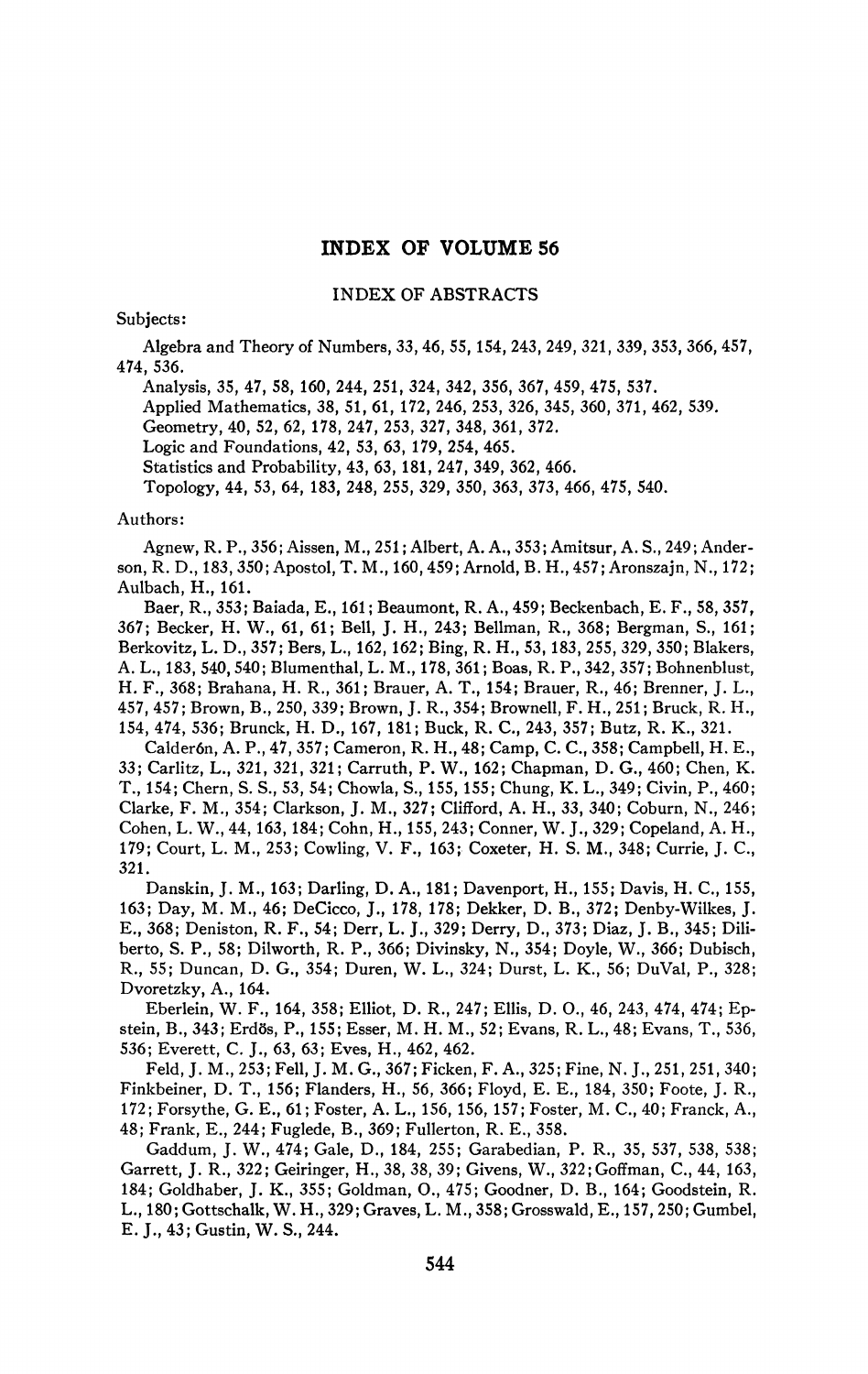# INDEX OF VOLUME 56

## INDEX OF ABSTRACTS

Subjects:

Algebra and Theory of Numbers, 33, 46, 55, 154, 243, 249, 321, 339, 353, 366, 457, 474, 536.

Analysis, 35, 47, 58, 160, 244, 251, 324, 342, 356, 367, 459, 475, 537.

Applied Mathematics, 38, 51, 61, 172, 246, 253, 326, 345, 360, 371, 462, 539.

Geometry, 40, 52, 62, 178, 247, 253, 327, 348, 361, 372.

Logic and Foundations, 42, 53, 63, 179, 254, 465.

Statistics and Probability, 43, 63, 181, 247, 349, 362, 466.

Topology, 44, 53, 64, 183, 248, 255, 329, 350, 363, 373, 466, 475, 540.

Authors:

Agnew, R. P., 356; Aissen, M., 251; Albert, A. A., 353; Amitsur, A. S., 249; Anderson, R. D., 183, 350; Apostol, T. M., 160, 459; Arnold, B. H., 457; Aronszajn, N., 172; Aulbach, H., 161.

Baer, R., 353; Baiada, E., 161; Beaumont, R. A., 459; Beckenbach, E. F., 58, 357, 367; Becker, H. W., 61, 61; Bell, J. H., 243; Bellman, R., 368; Bergman, S., 161; Berkovitz, L. D., 357; Bers, L., 162, 162; Bing, R. H., 53, 183, 255, 329, 350; Blakers, A. L., 183, 540, 540; Blumenthal, L. M., 178, 361; Boas, R. P., 342, 357; Bohnenblust, H. F., 368; Brahana, H. R., 361; Brauer, A. T., 154; Brauer, R., 46; Brenner, J. L., 457, 457; Brown, B., 250, 339; Brown, J. R., 354; Brownell, F. H., 251; Bruck, R. H., 154, 474, 536; Brunck, H. D., 167, 181; Buck, R. C., 243, 357; Butz, R. K., 321.

Calderón, A. P., 47, 357; Cameron, R. H., 48; Camp, C. C., 358; Campbell, H. E., 33; Carlitz, L., 321, 321, 321; Carruth, P. W., 162; Chapman, D. G., 460; Chen, K. T., 154; Chern, S. S., 53, 54; Chowla, S., 155, 155; Chung, K. L., 349; Civin, P., 460; Clarke, F. M., 354; Clarkson, J. M., 327; Clifford, A. H., 33, 340; Coburn, N., 246; Cohen, L. W., 44, 163, 184; Cohn, H., 155, 243; Conner, W. J., 329; Copeland, A. H., 179; Court, L. M., 253; Cowling, V. F., 163; Coxeter, H. S. M., 348; Currie, J. C., 321.

Danskin, J. M., 163; Darling, D. A., 181; Davenport, H., 155; Davis, H. C., 155, 163; Day, M. M., 46; DeCicco, J., 178, 178; Dekker, D. B., 372; Denby-Wilkes, J. E., 368; Deniston, R. F., 54; Derr, L. J., 329; Derry, D., 373; Diaz, J. B., 345; Diliberto, S. P., 58; Dilworth, R. P., 366; Divinsky, N., 354; Doyle, W., 366; Dubisch, R., 55; Duncan, D. G., 354; Duren, W. L., 324; Durst, L. K., 56; DuVal, P., 328; Dvoretzky, A., 164.

Eberlein, W. F., 164, 358; Elliot, D. R., 247; Ellis, D. O., 46, 243, 474, 474; Epstein, B., 343; Erdös, P., 155; Esser, M. H. M., 52; Evans, R. L., 48; Evans, T., 536, 536; Everett, C. J., 63, 63; Eves, H., 462, 462.

Feld, J. M., 253; Fell, J. M. G., 367; Ficken, F. A., 325; Fine, N. J., 251, 251, 340; Finkbeiner, D. T., 156; Flanders, H., 56, 366; Floyd, E. E., 184, 350; Foote, J. R., 172; Forsythe, G. E., 61; Foster, A. L., 156, 156, 157; Foster, M. C., 40; Franck, A., 48; Frank, E., 244; Fuglede, B., 369; Fullerton, R. E., 358.

Gaddum, J. W., 474; Gale, D., 184, 255; Garabedian, P. R., 35, 537, 538, 538; Garrett, J. R., 322; Geiringer, H., 38, 38, 39; Givens, W., 322; Goffman, C., 44, 163, 184; Goldhaber, J. K., 355; Goldman, O., 475; Goodner, D. B., 164; Goodstein, R. L., 180; Gottschalk, W. H., 329; Graves, L. M., 358; Grosswald, E., 157, 250; Gumbel, E. J., 43; Gustin, W. S., 244.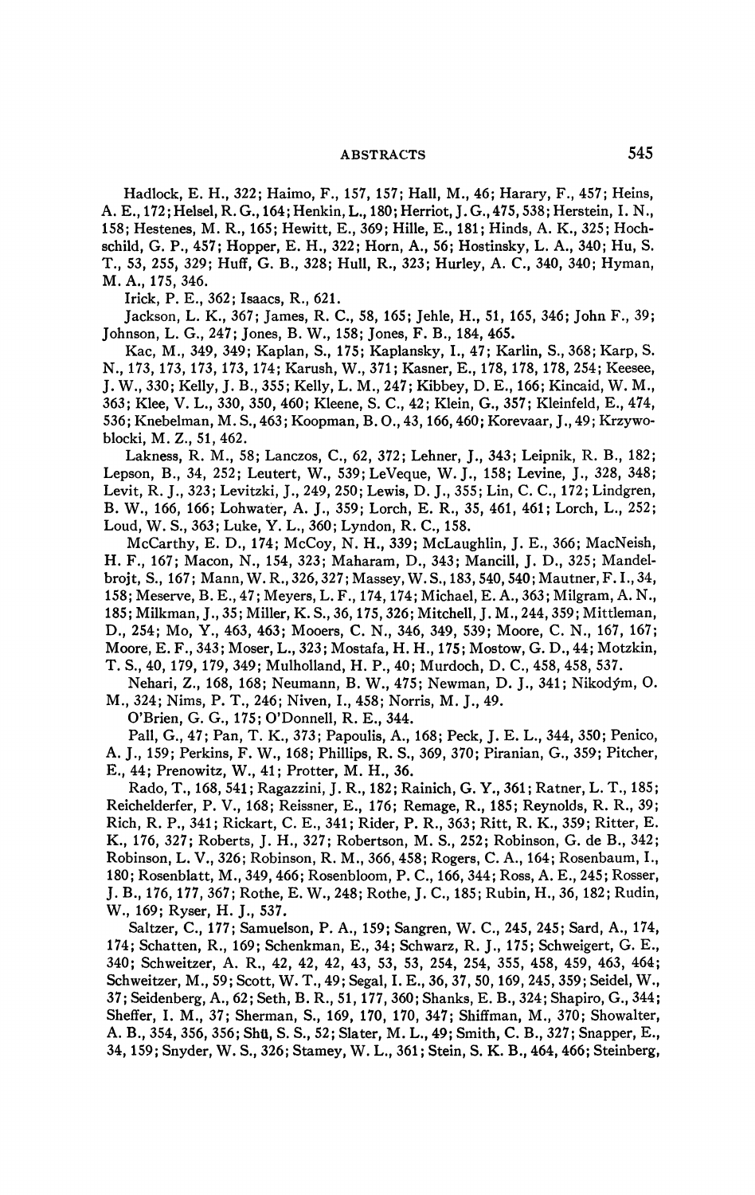Hadlock, E. H., 322; Haimo, F., 157, 157; Hall, M., 46; Harary, F., 457; Heins, A. E., 172; Helsel, R. G., 164; Henkin, L., 180; Herriot, J. G., 475, 538; Herstein, I. N., 158; Hestenes, M. R., 165; Hewitt, E., 369; Hille, E., 181; Hinds, A. K., 325; Hochschild, G. P., 457; Hopper, E. H., 322; Horn, A., 56; Hostinsky, L. A., 340; Hu, S. T., 53, 255, 329; Huff, G. B., 328; Hull, R., 323; Hurley, A. C., 340, 340; Hyman, M. A., 175, 346.

Irick, P. E., 362; Isaacs, R., 621.

Jackson, L. K., 367; James, R. C., 58, 165; Jehle, H., 51, 165, 346; John F., 39; Johnson, L. G., 247; Jones, B. W., 158; Jones, F. B., 184, 465.

Kac, M., 349, 349; Kaplan, S., 175; Kaplansky, I., 47; Karlin, S., 368; Karp, S. N., 173, 173, 173, 173, 174; Karush, W., 371; Kasner, E., 178, 178, 178, 254; Keesee, J. W., 330; Kelly, J. B., 355; Kelly, L. M., 247; Kibbey, D. E., 166; Kincaid, W. M., 363; Klee, V. L., 330, 350, 460; Kleene, S. C., 42; Klein, G., 357; Kleinfeld, E., 474, 536; Knebelman, M. S., 463; Koopman, B. O., 43, 166, 460; Korevaar, J., 49; Krzywoblocki, M. Z., 51, 462.

Lakness, R. M., 58; Lanczos, C., 62, 372; Lehner, J., 343; Leipnik, R. B., 182; Lepson, B., 34, 252; Leutert, W., 539; LeVeque, W. J., 158; Levine, J., 328, 348; Levit, R. J., 323; Levitzki, J., 249, 250; Lewis, D. J., 355; Lin, C. C., 172; Lindgren, B. W., 166, 166; Lohwater, A. J., 359; Lorch, E. R., 35, 461, 461; Lorch, L., 252; Loud, W. S., 363; Luke, Y. L., 360; Lyndon, R. C., 158.

McCarthy, E. D., 174; McCoy, N. H., 339; McLaughlin, J. E., 366; MacNeish, H. F., 167; Macon, N., 154, 323; Maharam, D., 343; Mancill, J. D., 325; Mandelbrojt, S., 167; Mann, W. R., 326, 327; Massey, W. S., 183, 540, 540; Mautner, F. I., 34, 158; Meserve, B. E., 47; Meyers, L. F., 174, 174; Michael, E. A., 363; Milgram, A. N., 185; Milkman, J., 35; Miller, K. S., 36, 175, 326; Mitchell, J. M., 244, 359; Mittleman, D., 254; Mo, Y., 463, 463; Mooers, C. N., 346, 349, 539; Moore, C. N., 167, 167; Moore, E. F., 343; Moser, L., 323; Mostafa, H. H., 175; Mostow, G. D., 44; Motzkin, T. S., 40, 179, 179, 349; Mulholland, H. P., 40; Murdoch, D. C., 458, 458, 537.

Nehari, Z., 168, 168; Neumann, B. W., 475; Newman, D. J., 341; Nikodým, O. M., 324; Nims, P. T., 246; Niven, I., 458; Norris, M. J., 49.

O'Brien, G. G., 175; O'Donnell, R. E., 344.

Pall, G., 47; Pan, T. K., 373; Papoulis, A., 168; Peck, J. E. L., 344, 350; Penico, A. J., 159; Perkins, F. W., 168; Phillips, R. S., 369, 370; Piranian, G., 359; Pitcher, E., 44; Prenowitz, W., 41; Protter, M. H., 36.

Rado, T., 168, 541; Ragazzini, J. R., 182; Rainich, G. Y., 361; Ratner, L. T., 185; Reichelderfer, P. V., 168; Reissner, E., 176; Remage, R., 185; Reynolds, R. R., 39; Rich, R. P., 341; Rickart, C. E., 341; Rider, P. R., 363; Ritt, R. K., 359; Ritter, E. K., 176, 327; Roberts, J. H., 327; Robertson, M. S., 252; Robinson, G. de B., 342; Robinson, L. V., 326; Robinson, R. M., 366, 458; Rogers, C. A., 164; Rosenbaum, I., 180; Rosenblatt, M., 349, 466; Rosenbloom, P. C., 166, 344; Ross, A. E., 245; Rosser, J. B., 176, 177, 367; Rothe, E. W., 248; Rothe, J. C., 185; Rubin, H., 36, 182; Rudin, W., 169; Ryser, H. J., 537.

Saltzer, C., 177; Samuelson, P. A., 159; Sangren, W. C., 245, 245; Sard, A., 174, 174; Schatten, R., 169; Schenkman, E., 34; Schwarz, R. J., 175; Schweigert, G. E., 340; Schweitzer, A. R., 42, 42, 42, 43, 53, 53, 254, 254, 355, 458, 459, 463, 464; Schweitzer, M., 59; Scott, W. T., 49; Segal, I. E., 36, 37, 50, 169, 245, 359; Seidel, W., 37; Seidenberg, A., 62; Seth, B. R., 51, 177, 360; Shanks, E. B., 324; Shapiro, G., 344; Sheffer, I. M., 37; Sherman, S., 169, 170, 170, 347; Shiffman, M., 370; Showalter, A. B., 354, 356, 356; Shü, S. S., 52; Slater, M. L., 49; Smith, C. B., 327; Snapper, E., 34, 159; Snyder, W. S., 326; Stamey, W. L., 361; Stein, S. K. B., 464, 466; Steinberg,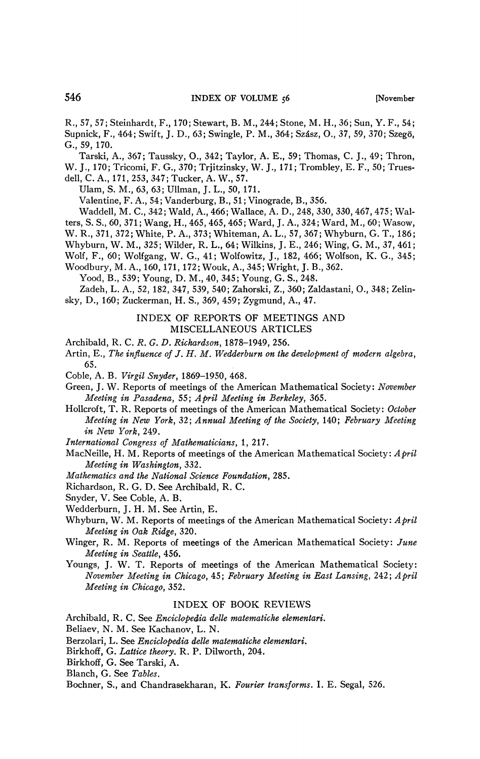R., 57, 57; Steinhardt, F., 170; Stewart, B. M., 244; Stone, M. H., 36; Sun, Y. F., 54; Supnick, F., 464; Swift, J. D., 63; Swingle, P. M., 364; Szász, O., 37, 59, 370; Szegö, G., 59, 170.

Tarski, A., 367; Taussky, O., 342; Taylor, A. E., 59; Thomas, C. J., 49; Thron, W. J., 170; Tricomi, F. G., 370; Trjitzinsky, W. J., 171; Trombley, E. F., 50; Truesdell, C. A., 171, 253, 347; Tucker, A. W., 57.

Ulam, S. M., 63, 63; Ullman, J. L., 50, 171.

Valentine, F. A., 54; Vanderburg, B., 51; Vinograde, B., 356.

Waddell, M. C., 342; Wald, A., 466; Wallace, A. D., 248, 330, 330, 467, 475; Walters, S. S., 60, 371; Wang, H., 465, 465, 465; Ward, J. A., 324; Ward, M., 60; Wasow, W. R., 371, 372; White, P. A., 373; Whiteman, A. L., 57, 367; Whyburn, G. T., 186; Whyburn, W. M., 325; Wilder, R. L., 64; Wilkins, J. E., 246; Wing, G. M., 37, 461; Wolf, F., 60; Wolfgang, W. G., 41; Wolfowitz, J., 182, 466; Wolfson, K. G., 345; Woodbury, M. A., 160, 171, 172; Wouk, A., 345; Wright, J. B., 362.

Yood, B., 539; Young, D. M., 40, 345; Young, G. S., 248.

Zadeh, L. A., 52, 182, 347, 539, 540; Zahorski, Z., 360; Zaldastani, O., 348; Zelinsky, D., 160; Zuckerman, H. S., 369, 459; Zygmund, A., 47.

## INDEX OF REPORTS OF MEETINGS AND MISCELLANEOUS ARTICLES

Archibald, R. C. *R. G. D. Richardson*, 1878–1949, 256.

Artin, E., *The influence of J. H. M. Wedderburn on the development of modern algebra*, 65.

Coble, A. B. *Virgil Snyder*, 1869–1950, 468.

Green, J. W. Reports of meetings of the American Mathematical Society: *November Meeting in Pasadena*, 55; *April Meeting in Berkeley*, 365.

Hollcroft, T. R. Reports of meetings of the American Mathematical Society: *October Meeting in New York*, 32; *Annual Meeting of the Society*, 140; *February Meeting in New York*, 249.

*International Congress of Mathematicians*, 1, 217.

MacNeille, H. M. Reports of meetings of the American Mathematical Society: *April Meeting in Washington*, 332.

*Mathematics and the National Science Foundation*, 285.

Richardson, R. G. D. See Archibald, R. C.

Snyder, V. See Coble, A. B.

Wedderburn, J. H. M. See Artin, E.

Whyburn, W. M. Reports of meetings of the American Mathematical Society: *April Meeting in Oak Ridge*, 320.

Winger, R. M. Reports of meetings of the American Mathematical Society: *June Meeting in Seattle*, 456.

Youngs, J. W. T. Reports of meetings of the American Mathematical Society: *November Meeting in Chicago*, 45; *February Meeting in East Lansing*, 242; *April Meeting in Chicago*, 352.

## INDEX OF BOOK REVIEWS

Archibald, R. C. See *Enciclopedia delle matematiche elementari.*

Beliaev, N. M. See Kachanov, L. N.

Berzolari, L. See *Enciclopedia delle matematiche elementari.*

Birkhoff, G. *Lattice theory.* R. P. Dilworth, 204.

Birkhoff, G. See Tarski, A.

Blanch, G. See *Tables.*

Bochner, S., and Chandrasekharan, K. *Fourier transforms.* I. E. Segal, 526.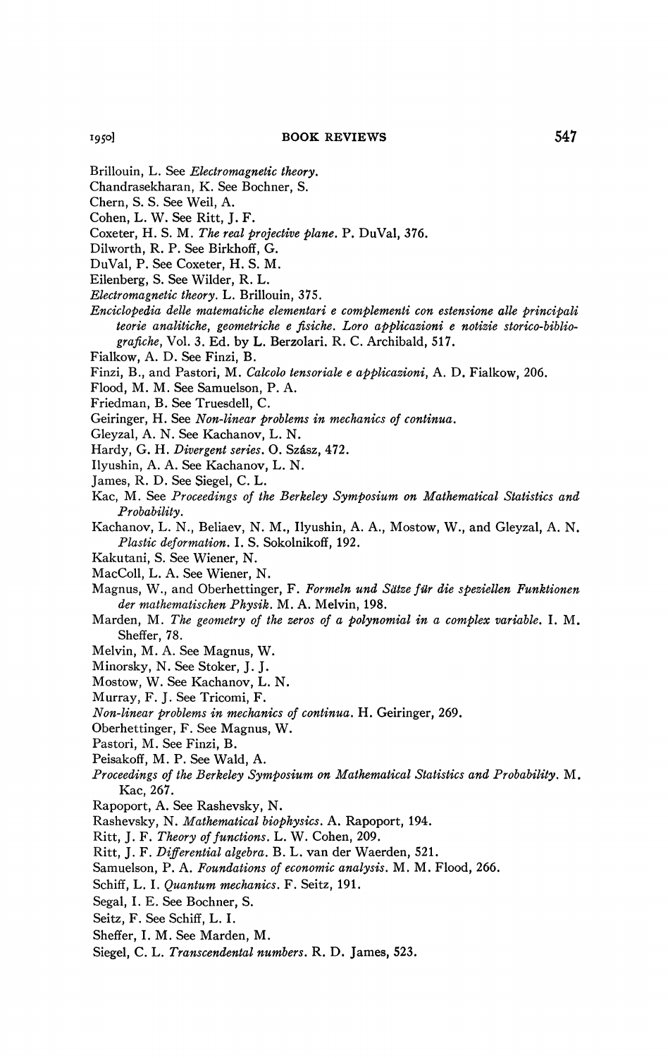Brillouin, L. See *Electromagnetic theory*.

Chandrasekharan, K. See Bochner, S.

Chern, S. S. See Weil, A.

Cohen, L. W. See Ritt, J. F.

Coxeter, H. S. M. *The real projective plane*. P. DuVal, 376.

Dilworth, R. P. See Birkhoff, G.

DuVal, P. See Coxeter, H. S. M.

Eilenberg, S. See Wilder, R. L.

*Electromagnetic theory*. L. Brillouin, 375.

*Enciclopedia delle matematiche elementari e complementi con estensione alle principali teorie analitiche, geometriche e fisiche. Loro applicazioni e notizie storico-bibliografiche*, Vol. 3. Ed. by L. Berzolari. R. C. Archibald, 517.

Fialkow, A. D. See Finzi, B.

Finzi, B., and Pastori, M. *Calcolo tensoriale e applicazioni*, A. D. Fialkow, 206.

Flood, M. M. See Samuelson, P. A.

Friedman, B. See Truesdell, C.

Geiringer, H. See *Non-linear problems in mechanics of continua*.

Gleyzal, A. N. See Kachanov, L. N.

Hardy, G. H. *Divergent series*. O. Szász, 472.

Ilyushin, A. A. See Kachanov, L. N.

James, R. D. See Siegel, C. L.

Kac, M. See *Proceedings of the Berkeley Symposium on Mathematical Statistics and Probability*.

Kachanov, L. N., Beliaev, N. M., Ilyushin, A. A., Mostow, W., and Gleyzal, A. N. *Plastic deformation*. I. S. Sokolnikoff, 192.

Kakutani, S. See Wiener, N.

MacColl, L. A. See Wiener, N.

Magnus, W., and Oberhettinger, F. *Formeln und Sätze für die speziellen Funktionen der mathematischen Physik*. M. A. Melvin, 198.

Marden, M. *The geometry of the zeros of a polynomial in a complex variable*. I. M. Sheffer, 78.

Melvin, M. A. See Magnus, W.

Minorsky, N. See Stoker, J. J.

Mostow, W. See Kachanov, L. N.

Murray, F. J. See Tricomi, F.

*Non-linear problems in mechanics of continua*. H. Geiringer, 269.

Oberhettinger, F. See Magnus, W.

Pastori, M. See Finzi, B.

Peisakoff, M. P. See Wald, A.

*Proceedings of the Berkeley Symposium on Mathematical Statistics and Probability*. M. Kac, 267.

Rapoport, A. See Rashevsky, N.

Rashevsky, N. *Mathematical biophysics*. A. Rapoport, 194.

Ritt, J. F. *Theory of functions*. L. W. Cohen, 209.

Ritt, J. F. *Differential algebra*. B. L. van der Waerden, 521.

Samuelson, P. A. *Foundations of economic analysis*. M. M. Flood, 266.

Schiff, L. I. *Quantum mechanics*. F. Seitz, 191.

Segal, I. E. See Bochner, S.

Seitz, F. See Schiff, L. I.

Sheffer, I. M. See Marden, M.

Siegel, C. L. *Transcendental numbers*. R. D. James, 523.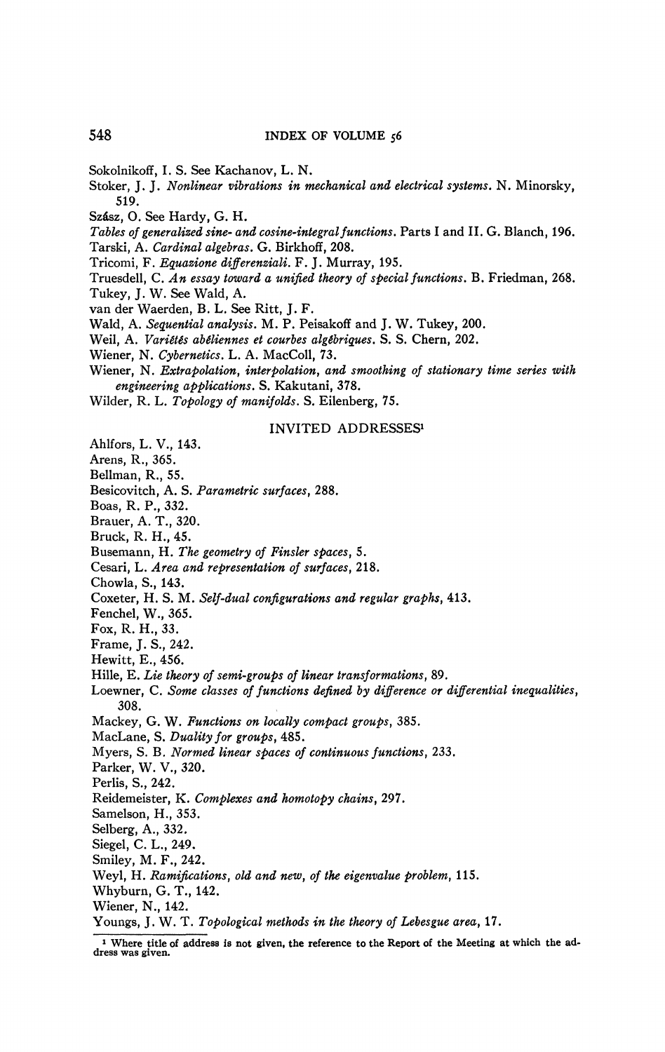Sokolnikoff, I. S. See Kachanov, L. N.

Stoker, J. J. *Nonlinear vibrations in mechanical and electrical systems.* N. Minorsky, 519.

Szász, O. See Hardy, G. H.

*Tables of generalized sine- and cosine-integral functions.* Parts I and II. G. Blanch, 196.

Tarski, A. *Cardinal algebras.* G. Birkhoff, 208.

Tricomi, F. *Equazione differenziali.* F. J. Murray, 195.

Truesdell, C. *An essay toward a unified theory of special functions.* B. Friedman, 268.

Tukey, J. W. See Wald, A.

van der Waerden, B. L. See Ritt, J. F.

Wald, A. *Sequential analysis.* M. P. Peisakoff and J. W. Tukey, 200.

Weil, A. *Variétés abéliennes et courbes algébriques.* S. S. Chern, 202.

Wiener, N. *Cybernetics.* L. A. MacColl, 73.

Wiener, N. *Extrapolation, interpolation, and smoothing of stationary time series with engineering applications.* S. Kakutani, 378.

Wilder, R. L. *Topology of manifolds.* S. Eilenberg, 75.

## INVITED ADDRESSES[1]

Ahlfors, L. V., 143.

Arens, R., 365.

Bellman, R., 55.

Besicovitch, A. S. *Parametric surfaces,* 288.

Boas, R. P., 332.

Brauer, A. T., 320.

Bruck, R. H., 45.

Busemann, H. *The geometry of Finsler spaces,* 5.

Cesari, L. *Area and representation of surfaces,* 218.

Chowla, S., 143.

Coxeter, H. S. M. *Self-dual configurations and regular graphs,* 413.

Fenchel, W., 365.

Fox, R. H., 33.

Frame, J. S., 242.

Hewitt, E., 456.

Hille, E. *Lie theory of semi-groups of linear transformations,* 89.

Loewner, C. *Some classes of functions defined by difference or differential inequalities,* 308.

Mackey, G. W. *Functions on locally compact groups,* 385.

MacLane, S. *Duality for groups,* 485.

Myers, S. B. *Normed linear spaces of continuous functions,* 233.

Parker, W. V., 320.

Perlis, S., 242.

Reidemeister, K. *Complexes and homotopy chains,* 297.

Samelson, H., 353.

Selberg, A., 332.

Siegel, C. L., 249.

Smiley, M. F., 242.

Weyl, H. *Ramifications, old and new, of the eigenvalue problem,* 115.

Whyburn, G. T., 142.

Wiener, N., 142.

Youngs, J. W. T. *Topological methods in the theory of Lebesgue area,* 17.

[1] Where title of address is not given, the reference to the Report of the Meeting at which the address was given.